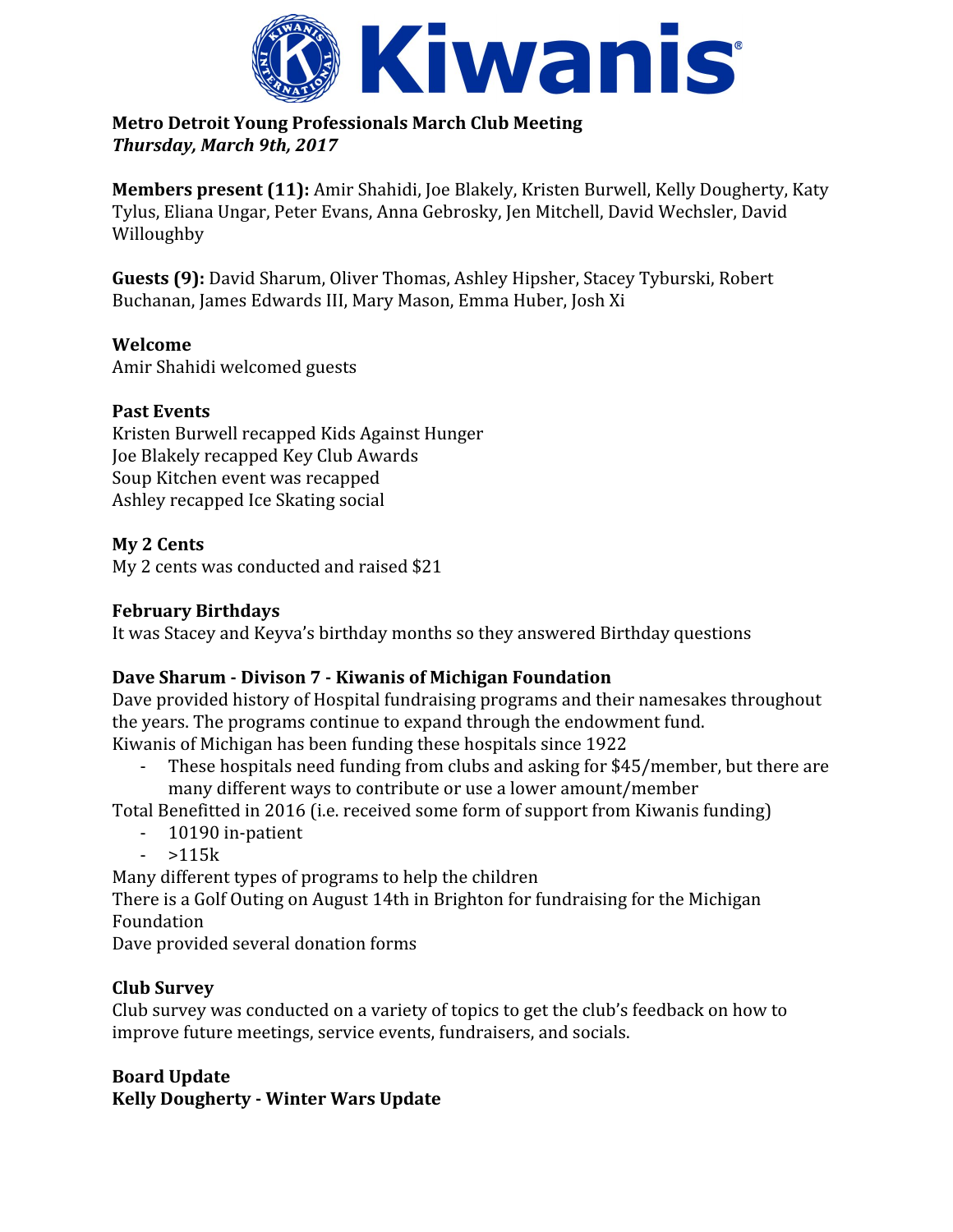**Metro Detroit Young Professionals March Club Meeting**
***Thursday, March 9th, 2017***

**Members present (11):** Amir Shahidi, Joe Blakely, Kristen Burwell, Kelly Dougherty, Katy Tylus, Eliana Ungar, Peter Evans, Anna Gebrosky, Jen Mitchell, David Wechsler, David Willoughby

**Guests (9):** David Sharum, Oliver Thomas, Ashley Hipsher, Stacey Tyburski, Robert Buchanan, James Edwards III, Mary Mason, Emma Huber, Josh Xi

**Welcome**
Amir Shahidi welcomed guests

**Past Events**
Kristen Burwell recapped Kids Against Hunger
Joe Blakely recapped Key Club Awards
Soup Kitchen event was recapped
Ashley recapped Ice Skating social

**My 2 Cents**
My 2 cents was conducted and raised $21

**February Birthdays**
It was Stacey and Keyva's birthday months so they answered Birthday questions

**Dave Sharum - Divison 7 - Kiwanis of Michigan Foundation**
Dave provided history of Hospital fundraising programs and their namesakes throughout the years. The programs continue to expand through the endowment fund.
Kiwanis of Michigan has been funding these hospitals since 1922

- These hospitals need funding from clubs and asking for $45/member, but there are many different ways to contribute or use a lower amount/member

Total Benefitted in 2016 (i.e. received some form of support from Kiwanis funding)

- 10190 in-patient
- >115k

Many different types of programs to help the children
There is a Golf Outing on August 14th in Brighton for fundraising for the Michigan Foundation
Dave provided several donation forms

**Club Survey**
Club survey was conducted on a variety of topics to get the club's feedback on how to improve future meetings, service events, fundraisers, and socials.

**Board Update**
**Kelly Dougherty - Winter Wars Update**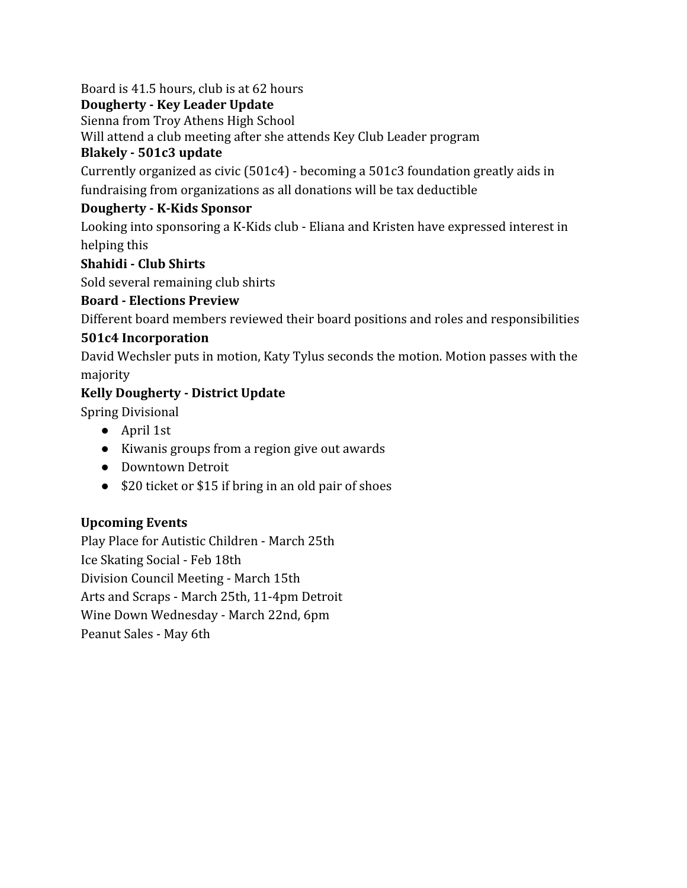Board is 41.5 hours, club is at 62 hours

**Dougherty - Key Leader Update**

Sienna from Troy Athens High School

Will attend a club meeting after she attends Key Club Leader program

**Blakely - 501c3 update**

Currently organized as civic (501c4) - becoming a 501c3 foundation greatly aids in fundraising from organizations as all donations will be tax deductible

**Dougherty - K-Kids Sponsor**

Looking into sponsoring a K-Kids club - Eliana and Kristen have expressed interest in helping this

**Shahidi - Club Shirts**

Sold several remaining club shirts

**Board - Elections Preview**

Different board members reviewed their board positions and roles and responsibilities

**501c4 Incorporation**

David Wechsler puts in motion, Katy Tylus seconds the motion. Motion passes with the majority

**Kelly Dougherty - District Update**

Spring Divisional

- April 1st
- Kiwanis groups from a region give out awards
- Downtown Detroit
- $20 ticket or $15 if bring in an old pair of shoes

**Upcoming Events**

Play Place for Autistic Children - March 25th

Ice Skating Social - Feb 18th

Division Council Meeting - March 15th

Arts and Scraps - March 25th, 11-4pm Detroit

Wine Down Wednesday - March 22nd, 6pm

Peanut Sales - May 6th